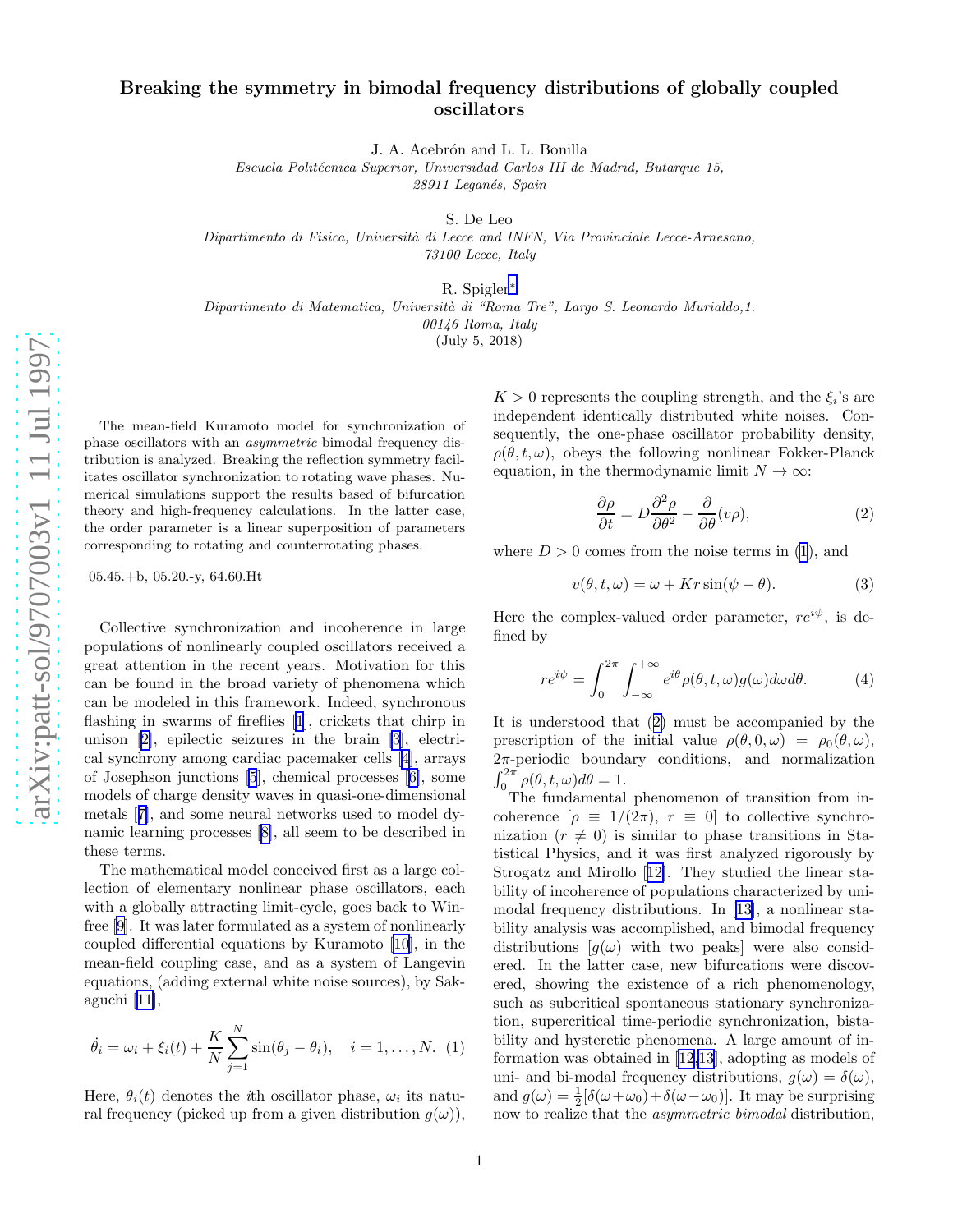# Breaking the symmetry in bimodal frequency distributions of globally coupled oscillators

J. A. Acebrón and L. L. Bonilla

*Escuela Politécnica Superior, Universidad Carlos III de Madrid, Butarque 15, 28911 Leganés, Spain*

S. De Leo

*Dipartimento di Fisica, Università di Lecce and INFN, Via Provinciale Lecce-Arnesano, 73100 Lecce, Italy*

R. Spigler[*]

*Dipartimento di Matematica, Università di "Roma Tre", Largo S. Leonardo Murialdo,1. 00146 Roma, Italy*

(July 5, 2018)

The mean-field Kuramoto model for synchronization of phase oscillators with an *asymmetric* bimodal frequency distribution is analyzed. Breaking the reflection symmetry facilitates oscillator synchronization to rotating wave phases. Numerical simulations support the results based of bifurcation theory and high-frequency calculations. In the latter case, the order parameter is a linear superposition of parameters corresponding to rotating and counterrotating phases.

05.45.+b, 05.20.-y, 64.60.Ht

Collective synchronization and incoherence in large populations of nonlinearly coupled oscillators received a great attention in the recent years. Motivation for this can be found in the broad variety of phenomena which can be modeled in this framework. Indeed, synchronous flashing in swarms of fireflies [1], crickets that chirp in unison [2], epileptic seizures in the brain [3], electrical synchrony among cardiac pacemaker cells [4], arrays of Josephson junctions [5], chemical processes [6], some models of charge density waves in quasi-one-dimensional metals [7], and some neural networks used to model dynamic learning processes [8], all seem to be described in these terms.

The mathematical model conceived first as a large collection of elementary nonlinear phase oscillators, each with a globally attracting limit-cycle, goes back to Winfree [9]. It was later formulated as a system of nonlinearly coupled differential equations by Kuramoto [10], in the mean-field coupling case, and as a system of Langevin equations, (adding external white noise sources), by Sakaguchi [11],

$$\dot{\theta}_i = \omega_i + \xi_i(t) + \frac{K}{N}\sum_{j=1}^{N}\sin(\theta_j - \theta_i), \quad i = 1,\ldots,N. \quad (1)$$

Here, $\theta_i(t)$ denotes the $i$th oscillator phase, $\omega_i$ its natural frequency (picked up from a given distribution $g(\omega)$), $K > 0$ represents the coupling strength, and the $\xi_i$'s are independent identically distributed white noises. Consequently, the one-phase oscillator probability density, $\rho(\theta, t, \omega)$, obeys the following nonlinear Fokker-Planck equation, in the thermodynamic limit $N \to \infty$:

$$\frac{\partial \rho}{\partial t} = D\frac{\partial^2 \rho}{\partial \theta^2} - \frac{\partial}{\partial \theta}(v\rho), \quad (2)$$

where $D > 0$ comes from the noise terms in (1), and

$$v(\theta, t, \omega) = \omega + Kr\sin(\psi - \theta). \quad (3)$$

Here the complex-valued order parameter, $re^{i\psi}$, is defined by

$$re^{i\psi} = \int_0^{2\pi}\int_{-\infty}^{+\infty} e^{i\theta}\rho(\theta, t, \omega)g(\omega)d\omega d\theta. \quad (4)$$

It is understood that (2) must be accompanied by the prescription of the initial value $\rho(\theta, 0, \omega) = \rho_0(\theta, \omega)$, $2\pi$-periodic boundary conditions, and normalization $\int_0^{2\pi}\rho(\theta, t, \omega)d\theta = 1$.

The fundamental phenomenon of transition from incoherence [$\rho \equiv 1/(2\pi)$, $r \equiv 0$] to collective synchronization ($r \neq 0$) is similar to phase transitions in Statistical Physics, and it was first analyzed rigorously by Strogatz and Mirollo [12]. They studied the linear stability of incoherence of populations characterized by unimodal frequency distributions. In [13], a nonlinear stability analysis was accomplished, and bimodal frequency distributions [$g(\omega)$ with two peaks] were also considered. In the latter case, new bifurcations were discovered, showing the existence of a rich phenomenology, such as subcritical spontaneous stationary synchronization, supercritical time-periodic synchronization, bistability and hysteretic phenomena. A large amount of information was obtained in [12,13], adopting as models of uni- and bi-modal frequency distributions, $g(\omega) = \delta(\omega)$, and $g(\omega) = \frac{1}{2}[\delta(\omega+\omega_0) + \delta(\omega-\omega_0)]$. It may be surprising now to realize that the *asymmetric bimodal* distribution,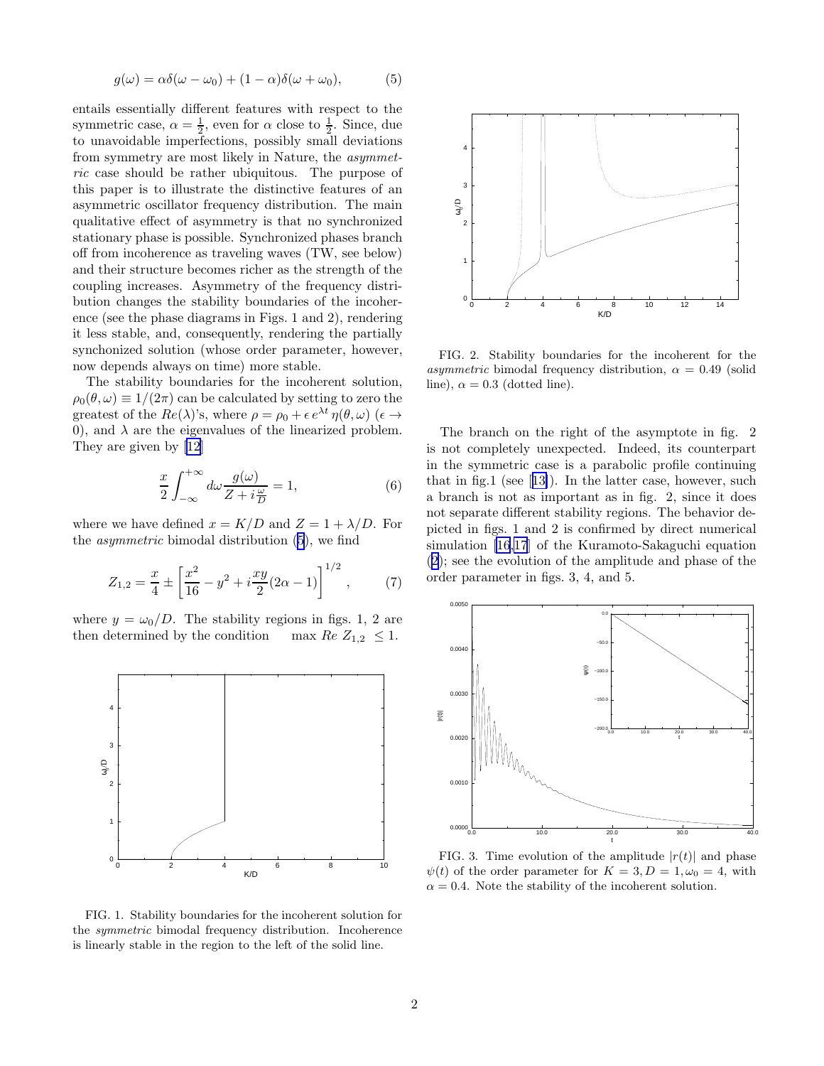$$g(\omega) = \alpha\delta(\omega - \omega_0) + (1 - \alpha)\delta(\omega + \omega_0), \tag{5}$$

entails essentially different features with respect to the symmetric case, $\alpha = \frac{1}{2}$, even for $\alpha$ close to $\frac{1}{2}$. Since, due to unavoidable imperfections, possibly small deviations from symmetry are most likely in Nature, the *asymmetric* case should be rather ubiquitous. The purpose of this paper is to illustrate the distinctive features of an asymmetric oscillator frequency distribution. The main qualitative effect of asymmetry is that no synchronized stationary phase is possible. Synchronized phases branch off from incoherence as traveling waves (TW, see below) and their structure becomes richer as the strength of the coupling increases. Asymmetry of the frequency distribution changes the stability boundaries of the incoherence (see the phase diagrams in Figs. 1 and 2), rendering it less stable, and, consequently, rendering the partially synchonized solution (whose order parameter, however, now depends always on time) more stable.

The stability boundaries for the incoherent solution, $\rho_0(\theta, \omega) \equiv 1/(2\pi)$ can be calculated by setting to zero the greatest of the $Re(\lambda)$'s, where $\rho = \rho_0 + \epsilon\, e^{\lambda t}\, \eta(\theta, \omega)$ ($\epsilon \to 0$), and $\lambda$ are the eigenvalues of the linearized problem. They are given by [12]

$$\frac{x}{2} \int_{-\infty}^{+\infty} d\omega \frac{g(\omega)}{Z + i\frac{\omega}{D}} = 1, \tag{6}$$

where we have defined $x = K/D$ and $Z = 1 + \lambda/D$. For the *asymmetric* bimodal distribution (5), we find

$$Z_{1,2} = \frac{x}{4} \pm \left[ \frac{x^2}{16} - y^2 + i\frac{xy}{2}(2\alpha - 1) \right]^{1/2}, \tag{7}$$

where $y = \omega_0/D$. The stability regions in figs. 1, 2 are then determined by the condition $\quad \max\, Re\; Z_{1,2} \; \leq 1$.

FIG. 1. Stability boundaries for the incoherent solution for the *symmetric* bimodal frequency distribution. Incoherence is linearly stable in the region to the left of the solid line.

FIG. 2. Stability boundaries for the incoherent for the *asymmetric* bimodal frequency distribution, $\alpha = 0.49$ (solid line), $\alpha = 0.3$ (dotted line).

The branch on the right of the asymptote in fig. 2 is not completely unexpected. Indeed, its counterpart in the symmetric case is a parabolic profile continuing that in fig.1 (see [13]). In the latter case, however, such a branch is not as important as in fig. 2, since it does not separate different stability regions. The behavior depicted in figs. 1 and 2 is confirmed by direct numerical simulation [16,17] of the Kuramoto-Sakaguchi equation (2); see the evolution of the amplitude and phase of the order parameter in figs. 3, 4, and 5.

FIG. 3. Time evolution of the amplitude $|r(t)|$ and phase $\psi(t)$ of the order parameter for $K = 3, D = 1, \omega_0 = 4$, with $\alpha = 0.4$. Note the stability of the incoherent solution.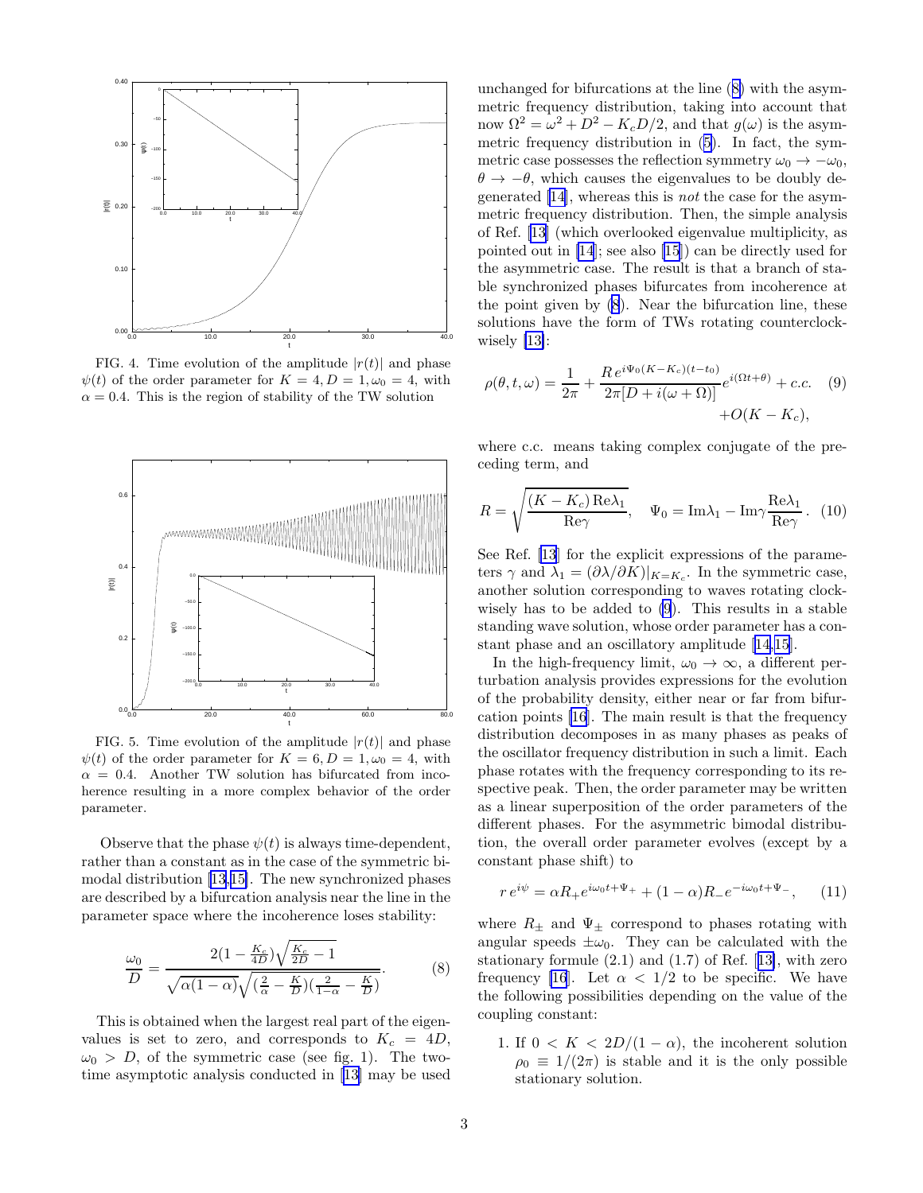FIG. 4. Time evolution of the amplitude $|r(t)|$ and phase $\psi(t)$ of the order parameter for $K = 4, D = 1, \omega_0 = 4$, with $\alpha = 0.4$. This is the region of stability of the TW solution

FIG. 5. Time evolution of the amplitude $|r(t)|$ and phase $\psi(t)$ of the order parameter for $K = 6, D = 1, \omega_0 = 4$, with $\alpha = 0.4$. Another TW solution has bifurcated from incoherence resulting in a more complex behavior of the order parameter.

Observe that the phase $\psi(t)$ is always time-dependent, rather than a constant as in the case of the symmetric bimodal distribution [13,15]. The new synchronized phases are described by a bifurcation analysis near the line in the parameter space where the incoherence loses stability:

$$\frac{\omega_0}{D} = \frac{2(1-\frac{K_c}{4D})\sqrt{\frac{K_c}{2D}-1}}{\sqrt{\alpha(1-\alpha)}\sqrt{(\frac{2}{\alpha}-\frac{K}{D})(\frac{2}{1-\alpha}-\frac{K}{D})}}. \quad (8)$$

This is obtained when the largest real part of the eigenvalues is set to zero, and corresponds to $K_c = 4D$, $\omega_0 > D$, of the symmetric case (see fig. 1). The two-time asymptotic analysis conducted in [13] may be used unchanged for bifurcations at the line (8) with the asymmetric frequency distribution, taking into account that now $\Omega^2 = \omega^2 + D^2 - K_c D/2$, and that $g(\omega)$ is the asymmetric frequency distribution in (5). In fact, the symmetric case possesses the reflection symmetry $\omega_0 \to -\omega_0$, $\theta \to -\theta$, which causes the eigenvalues to be doubly degenerated [14], whereas this is *not* the case for the asymmetric frequency distribution. Then, the simple analysis of Ref. [13] (which overlooked eigenvalue multiplicity, as pointed out in [14]; see also [15]) can be directly used for the asymmetric case. The result is that a branch of stable synchronized phases bifurcates from incoherence at the point given by (8). Near the bifurcation line, these solutions have the form of TWs rotating counterclockwisely [13]:

$$\rho(\theta,t,\omega) = \frac{1}{2\pi} + \frac{R\, e^{i\Psi_0(K-K_c)(t-t_0)}}{2\pi[D+i(\omega+\Omega)]} e^{i(\Omega t+\theta)} + c.c. \quad (9)$$
$$+ O(K-K_c),$$

where c.c. means taking complex conjugate of the preceding term, and

$$R = \sqrt{\frac{(K-K_c)\,\mathrm{Re}\lambda_1}{\mathrm{Re}\gamma}}, \quad \Psi_0 = \mathrm{Im}\lambda_1 - \mathrm{Im}\gamma\frac{\mathrm{Re}\lambda_1}{\mathrm{Re}\gamma}. \quad (10)$$

See Ref. [13] for the explicit expressions of the parameters $\gamma$ and $\lambda_1 = (\partial\lambda/\partial K)|_{K=K_c}$. In the symmetric case, another solution corresponding to waves rotating clockwisely has to be added to (9). This results in a stable standing wave solution, whose order parameter has a constant phase and an oscillatory amplitude [14,15].

In the high-frequency limit, $\omega_0 \to \infty$, a different perturbation analysis provides expressions for the evolution of the probability density, either near or far from bifurcation points [16]. The main result is that the frequency distribution decomposes in as many phases as peaks of the oscillator frequency distribution in such a limit. Each phase rotates with the frequency corresponding to its respective peak. Then, the order parameter may be written as a linear superposition of the order parameters of the different phases. For the asymmetric bimodal distribution, the overall order parameter evolves (except by a constant phase shift) to

$$r\, e^{i\psi} = \alpha R_+ e^{i\omega_0 t+\Psi_+} + (1-\alpha)R_- e^{-i\omega_0 t+\Psi_-}, \quad (11)$$

where $R_\pm$ and $\Psi_\pm$ correspond to phases rotating with angular speeds $\pm\omega_0$. They can be calculated with the stationary formule (2.1) and (1.7) of Ref. [13], with zero frequency [16]. Let $\alpha < 1/2$ to be specific. We have the following possibilities depending on the value of the coupling constant:

1. If $0 < K < 2D/(1-\alpha)$, the incoherent solution $\rho_0 \equiv 1/(2\pi)$ is stable and it is the only possible stationary solution.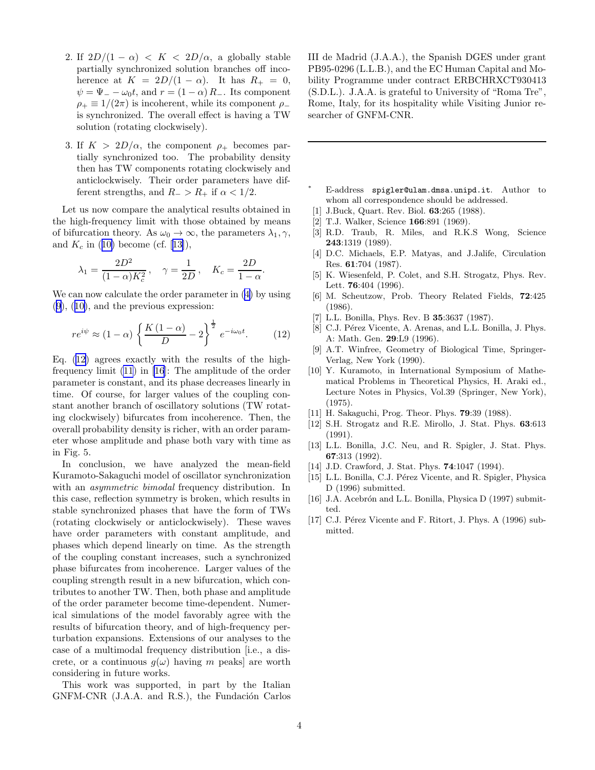2. If $2D/(1-\alpha) < K < 2D/\alpha$, a globally stable partially synchronized solution branches off incoherence at $K = 2D/(1-\alpha)$. It has $R_+ = 0$, $\psi = \Psi_- - \omega_0 t$, and $r = (1-\alpha)\,R_-$. Its component $\rho_+ \equiv 1/(2\pi)$ is incoherent, while its component $\rho_-$ is synchronized. The overall effect is having a TW solution (rotating clockwisely).

3. If $K > 2D/\alpha$, the component $\rho_+$ becomes partially synchronized too. The probability density then has TW components rotating clockwisely and anticlockwisely. Their order parameters have different strengths, and $R_- > R_+$ if $\alpha < 1/2$.

Let us now compare the analytical results obtained in the high-frequency limit with those obtained by means of bifurcation theory. As $\omega_0 \to \infty$, the parameters $\lambda_1, \gamma$, and $K_c$ in (10) become (cf. [13]),

$$\lambda_1 = \frac{2D^2}{(1-\alpha)K_c^2}\,, \quad \gamma = \frac{1}{2D}\,, \quad K_c = \frac{2D}{1-\alpha}.$$

We can now calculate the order parameter in (4) by using (9), (10), and the previous expression:

$$re^{i\psi} \approx (1-\alpha)\left\{\frac{K\,(1-\alpha)}{D} - 2\right\}^{\frac{1}{2}} e^{-i\omega_0 t}. \tag{12}$$

Eq. (12) agrees exactly with the results of the high-frequency limit (11) in [16]: The amplitude of the order parameter is constant, and its phase decreases linearly in time. Of course, for larger values of the coupling constant another branch of oscillatory solutions (TW rotating clockwisely) bifurcates from incoherence. Then, the overall probability density is richer, with an order parameter whose amplitude and phase both vary with time as in Fig. 5.

In conclusion, we have analyzed the mean-field Kuramoto-Sakaguchi model of oscillator synchronization with an *asymmetric bimodal* frequency distribution. In this case, reflection symmetry is broken, which results in stable synchronized phases that have the form of TWs (rotating clockwisely or anticlockwisely). These waves have order parameters with constant amplitude, and phases which depend linearly on time. As the strength of the coupling constant increases, such a synchronized phase bifurcates from incoherence. Larger values of the coupling strength result in a new bifurcation, which contributes to another TW. Then, both phase and amplitude of the order parameter become time-dependent. Numerical simulations of the model favorably agree with the results of bifurcation theory, and of high-frequency perturbation expansions. Extensions of our analyses to the case of a multimodal frequency distribution [i.e., a discrete, or a continuous $g(\omega)$ having $m$ peaks] are worth considering in future works.

This work was supported, in part by the Italian GNFM-CNR (J.A.A. and R.S.), the Fundación Carlos III de Madrid (J.A.A.), the Spanish DGES under grant PB95-0296 (L.L.B.), and the EC Human Capital and Mobility Programme under contract ERBCHRXCT930413 (S.D.L.). J.A.A. is grateful to University of "Roma Tre", Rome, Italy, for its hospitality while Visiting Junior researcher of GNFM-CNR.

---

* E-address `spigler@ulam.dmsa.unipd.it`. Author to whom all correspondence should be addressed.

[1] J.Buck, Quart. Rev. Biol. **63**:265 (1988).

[2] T.J. Walker, Science **166**:891 (1969).

[3] R.D. Traub, R. Miles, and R.K.S Wong, Science **243**:1319 (1989).

[4] D.C. Michaels, E.P. Matyas, and J.Jalife, Circulation Res. **61**:704 (1987).

[5] K. Wiesenfeld, P. Colet, and S.H. Strogatz, Phys. Rev. Lett. **76**:404 (1996).

[6] M. Scheutzow, Prob. Theory Related Fields, **72**:425 (1986).

[7] L.L. Bonilla, Phys. Rev. B **35**:3637 (1987).

[8] C.J. Pérez Vicente, A. Arenas, and L.L. Bonilla, J. Phys. A: Math. Gen. **29**:L9 (1996).

[9] A.T. Winfree, Geometry of Biological Time, Springer-Verlag, New York (1990).

[10] Y. Kuramoto, in International Symposium of Mathematical Problems in Theoretical Physics, H. Araki ed., Lecture Notes in Physics, Vol.39 (Springer, New York), (1975).

[11] H. Sakaguchi, Prog. Theor. Phys. **79**:39 (1988).

[12] S.H. Strogatz and R.E. Mirollo, J. Stat. Phys. **63**:613 (1991).

[13] L.L. Bonilla, J.C. Neu, and R. Spigler, J. Stat. Phys. **67**:313 (1992).

[14] J.D. Crawford, J. Stat. Phys. **74**:1047 (1994).

[15] L.L. Bonilla, C.J. Pérez Vicente, and R. Spigler, Physica D (1996) submitted.

[16] J.A. Acebrón and L.L. Bonilla, Physica D (1997) submitted.

[17] C.J. Pérez Vicente and F. Ritort, J. Phys. A (1996) submitted.